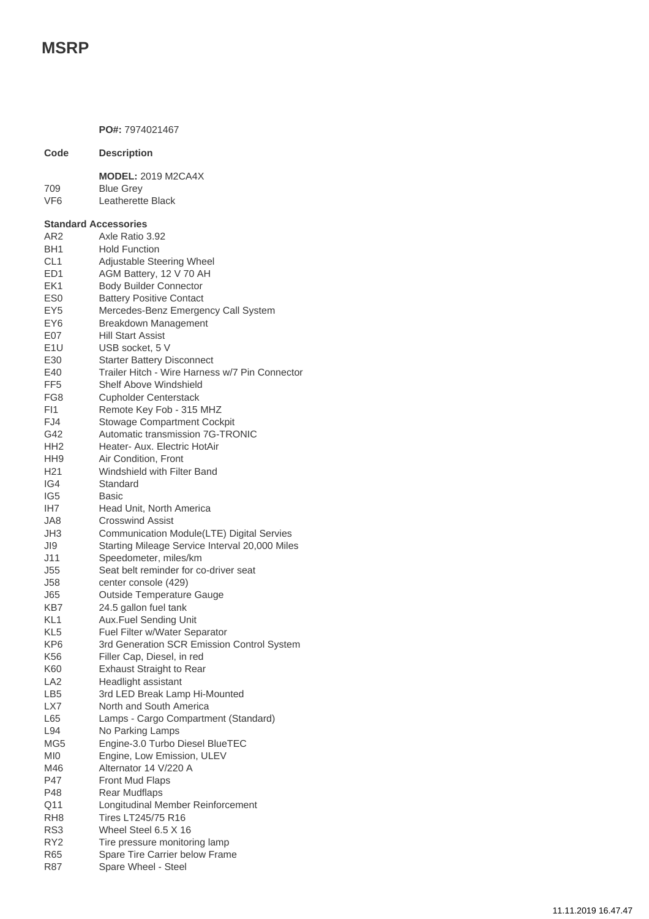# MSRP

**PO#:** 7974021467

| Code | Description |
|---|---|
| | **MODEL:** 2019 M2CA4X |
| 709 | Blue Grey |
| VF6 | Leatherette Black |

**Standard Accessories**

| Code | Description |
|---|---|
| AR2 | Axle Ratio 3.92 |
| BH1 | Hold Function |
| CL1 | Adjustable Steering Wheel |
| ED1 | AGM Battery, 12 V 70 AH |
| EK1 | Body Builder Connector |
| ES0 | Battery Positive Contact |
| EY5 | Mercedes-Benz Emergency Call System |
| EY6 | Breakdown Management |
| E07 | Hill Start Assist |
| E1U | USB socket, 5 V |
| E30 | Starter Battery Disconnect |
| E40 | Trailer Hitch - Wire Harness w/7 Pin Connector |
| FF5 | Shelf Above Windshield |
| FG8 | Cupholder Centerstack |
| FI1 | Remote Key Fob - 315 MHZ |
| FJ4 | Stowage Compartment Cockpit |
| G42 | Automatic transmission 7G-TRONIC |
| HH2 | Heater- Aux. Electric HotAir |
| HH9 | Air Condition, Front |
| H21 | Windshield with Filter Band |
| IG4 | Standard |
| IG5 | Basic |
| IH7 | Head Unit, North America |
| JA8 | Crosswind Assist |
| JH3 | Communication Module(LTE) Digital Servies |
| JI9 | Starting Mileage Service Interval 20,000 Miles |
| J11 | Speedometer, miles/km |
| J55 | Seat belt reminder for co-driver seat |
| J58 | center console (429) |
| J65 | Outside Temperature Gauge |
| KB7 | 24.5 gallon fuel tank |
| KL1 | Aux.Fuel Sending Unit |
| KL5 | Fuel Filter w/Water Separator |
| KP6 | 3rd Generation SCR Emission Control System |
| K56 | Filler Cap, Diesel, in red |
| K60 | Exhaust Straight to Rear |
| LA2 | Headlight assistant |
| LB5 | 3rd LED Break Lamp Hi-Mounted |
| LX7 | North and South America |
| L65 | Lamps - Cargo Compartment (Standard) |
| L94 | No Parking Lamps |
| MG5 | Engine-3.0 Turbo Diesel BlueTEC |
| MI0 | Engine, Low Emission, ULEV |
| M46 | Alternator 14 V/220 A |
| P47 | Front Mud Flaps |
| P48 | Rear Mudflaps |
| Q11 | Longitudinal Member Reinforcement |
| RH8 | Tires LT245/75 R16 |
| RS3 | Wheel Steel 6.5 X 16 |
| RY2 | Tire pressure monitoring lamp |
| R65 | Spare Tire Carrier below Frame |
| R87 | Spare Wheel - Steel |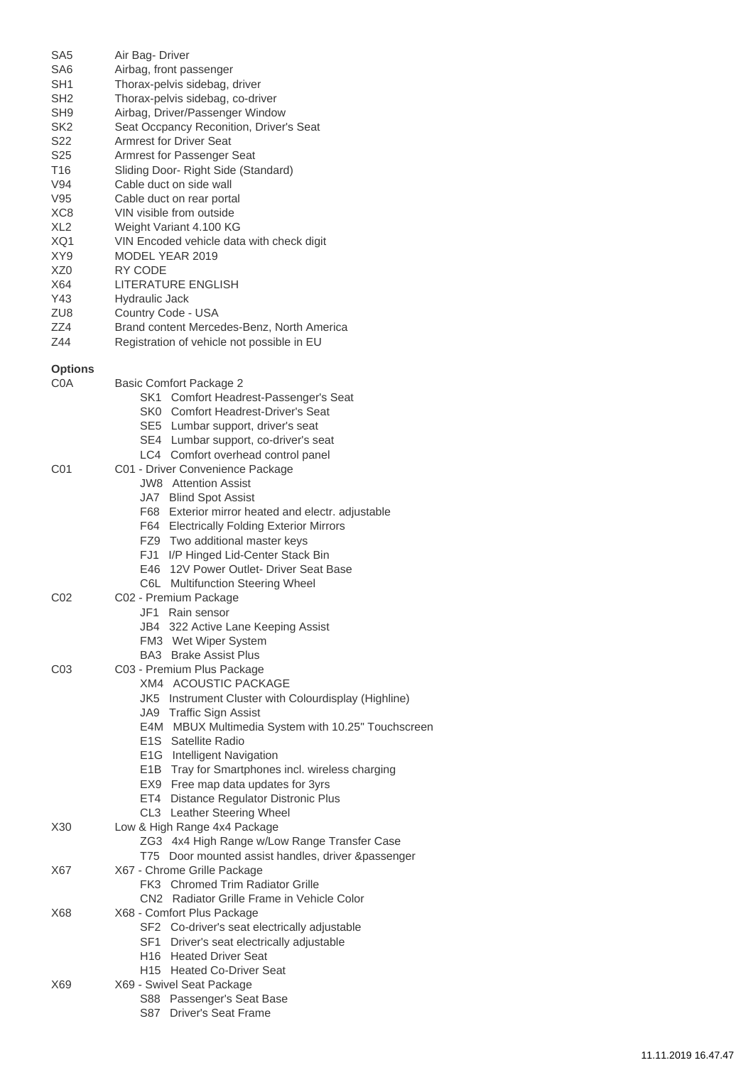| | |
|---|---|
| SA5 | Air Bag- Driver |
| SA6 | Airbag, front passenger |
| SH1 | Thorax-pelvis sidebag, driver |
| SH2 | Thorax-pelvis sidebag, co-driver |
| SH9 | Airbag, Driver/Passenger Window |
| SK2 | Seat Occpancy Reconition, Driver's Seat |
| S22 | Armrest for Driver Seat |
| S25 | Armrest for Passenger Seat |
| T16 | Sliding Door- Right Side (Standard) |
| V94 | Cable duct on side wall |
| V95 | Cable duct on rear portal |
| XC8 | VIN visible from outside |
| XL2 | Weight Variant 4.100 KG |
| XQ1 | VIN Encoded vehicle data with check digit |
| XY9 | MODEL YEAR 2019 |
| XZ0 | RY CODE |
| X64 | LITERATURE ENGLISH |
| Y43 | Hydraulic Jack |
| ZU8 | Country Code - USA |
| ZZ4 | Brand content Mercedes-Benz, North America |
| Z44 | Registration of vehicle not possible in EU |

**Options**

| | |
|---|---|
| C0A | Basic Comfort Package 2 |
| | SK1 Comfort Headrest-Passenger's Seat |
| | SK0 Comfort Headrest-Driver's Seat |
| | SE5 Lumbar support, driver's seat |
| | SE4 Lumbar support, co-driver's seat |
| | LC4 Comfort overhead control panel |
| C01 | C01 - Driver Convenience Package |
| | JW8 Attention Assist |
| | JA7 Blind Spot Assist |
| | F68 Exterior mirror heated and electr. adjustable |
| | F64 Electrically Folding Exterior Mirrors |
| | FZ9 Two additional master keys |
| | FJ1 I/P Hinged Lid-Center Stack Bin |
| | E46 12V Power Outlet- Driver Seat Base |
| | C6L Multifunction Steering Wheel |
| C02 | C02 - Premium Package |
| | JF1 Rain sensor |
| | JB4 322 Active Lane Keeping Assist |
| | FM3 Wet Wiper System |
| | BA3 Brake Assist Plus |
| C03 | C03 - Premium Plus Package |
| | XM4 ACOUSTIC PACKAGE |
| | JK5 Instrument Cluster with Colourdisplay (Highline) |
| | JA9 Traffic Sign Assist |
| | E4M MBUX Multimedia System with 10.25" Touchscreen |
| | E1S Satellite Radio |
| | E1G Intelligent Navigation |
| | E1B Tray for Smartphones incl. wireless charging |
| | EX9 Free map data updates for 3yrs |
| | ET4 Distance Regulator Distronic Plus |
| | CL3 Leather Steering Wheel |
| X30 | Low & High Range 4x4 Package |
| | ZG3 4x4 High Range w/Low Range Transfer Case |
| | T75 Door mounted assist handles, driver &passenger |
| X67 | X67 - Chrome Grille Package |
| | FK3 Chromed Trim Radiator Grille |
| | CN2 Radiator Grille Frame in Vehicle Color |
| X68 | X68 - Comfort Plus Package |
| | SF2 Co-driver's seat electrically adjustable |
| | SF1 Driver's seat electrically adjustable |
| | H16 Heated Driver Seat |
| | H15 Heated Co-Driver Seat |
| X69 | X69 - Swivel Seat Package |
| | S88 Passenger's Seat Base |
| | S87 Driver's Seat Frame |

11.11.2019 16.47.47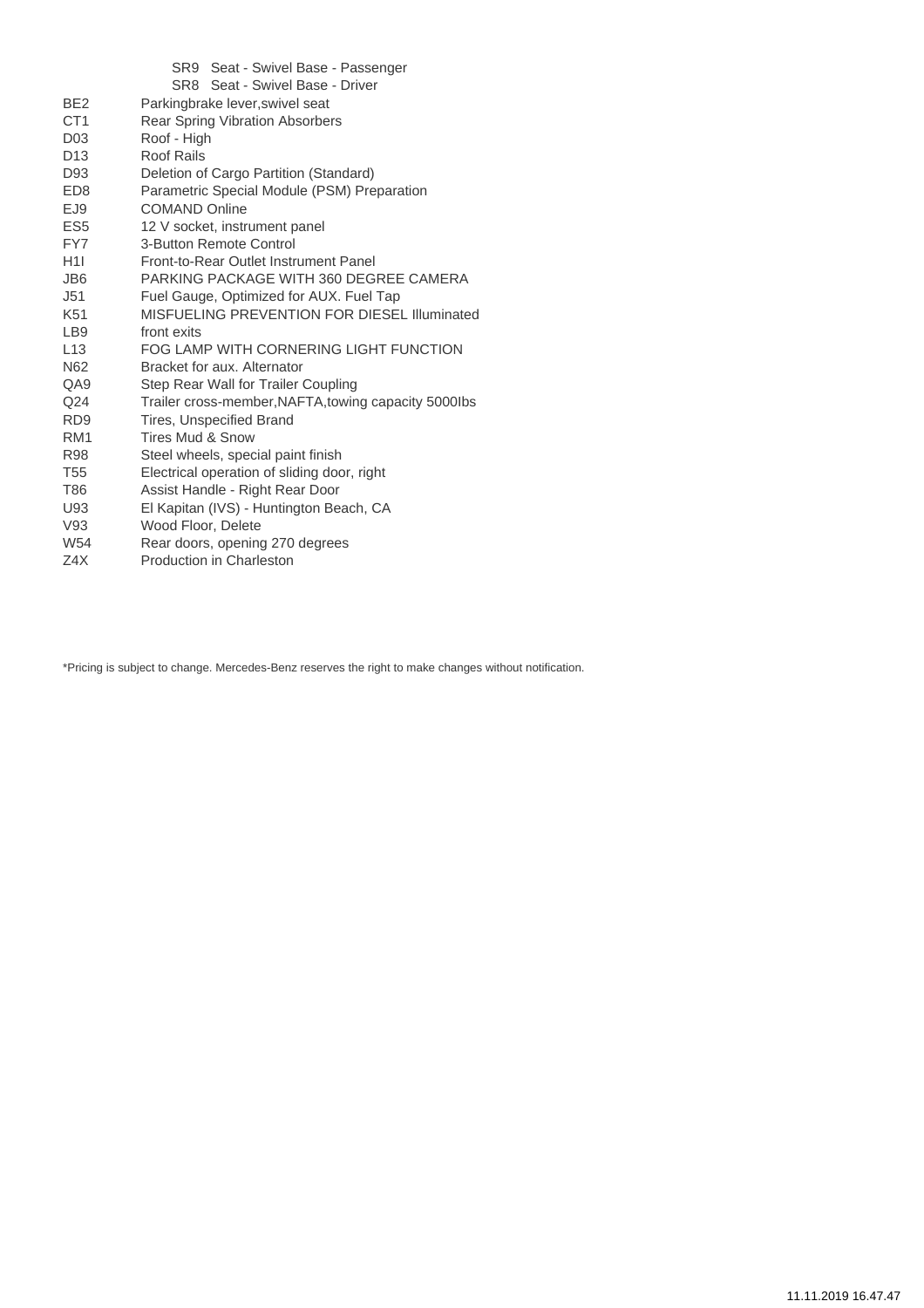SR9 Seat - Swivel Base - Passenger
SR8 Seat - Swivel Base - Driver

| | |
|---|---|
| BE2 | Parkingbrake lever,swivel seat |
| CT1 | Rear Spring Vibration Absorbers |
| D03 | Roof - High |
| D13 | Roof Rails |
| D93 | Deletion of Cargo Partition (Standard) |
| ED8 | Parametric Special Module (PSM) Preparation |
| EJ9 | COMAND Online |
| ES5 | 12 V socket, instrument panel |
| FY7 | 3-Button Remote Control |
| H1I | Front-to-Rear Outlet Instrument Panel |
| JB6 | PARKING PACKAGE WITH 360 DEGREE CAMERA |
| J51 | Fuel Gauge, Optimized for AUX. Fuel Tap |
| K51 | MISFUELING PREVENTION FOR DIESEL Illuminated |
| LB9 | front exits |
| L13 | FOG LAMP WITH CORNERING LIGHT FUNCTION |
| N62 | Bracket for aux. Alternator |
| QA9 | Step Rear Wall for Trailer Coupling |
| Q24 | Trailer cross-member,NAFTA,towing capacity 5000lbs |
| RD9 | Tires, Unspecified Brand |
| RM1 | Tires Mud & Snow |
| R98 | Steel wheels, special paint finish |
| T55 | Electrical operation of sliding door, right |
| T86 | Assist Handle - Right Rear Door |
| U93 | El Kapitan (IVS) - Huntington Beach, CA |
| V93 | Wood Floor, Delete |
| W54 | Rear doors, opening 270 degrees |
| Z4X | Production in Charleston |

*Pricing is subject to change. Mercedes-Benz reserves the right to make changes without notification.

11.11.2019 16.47.47